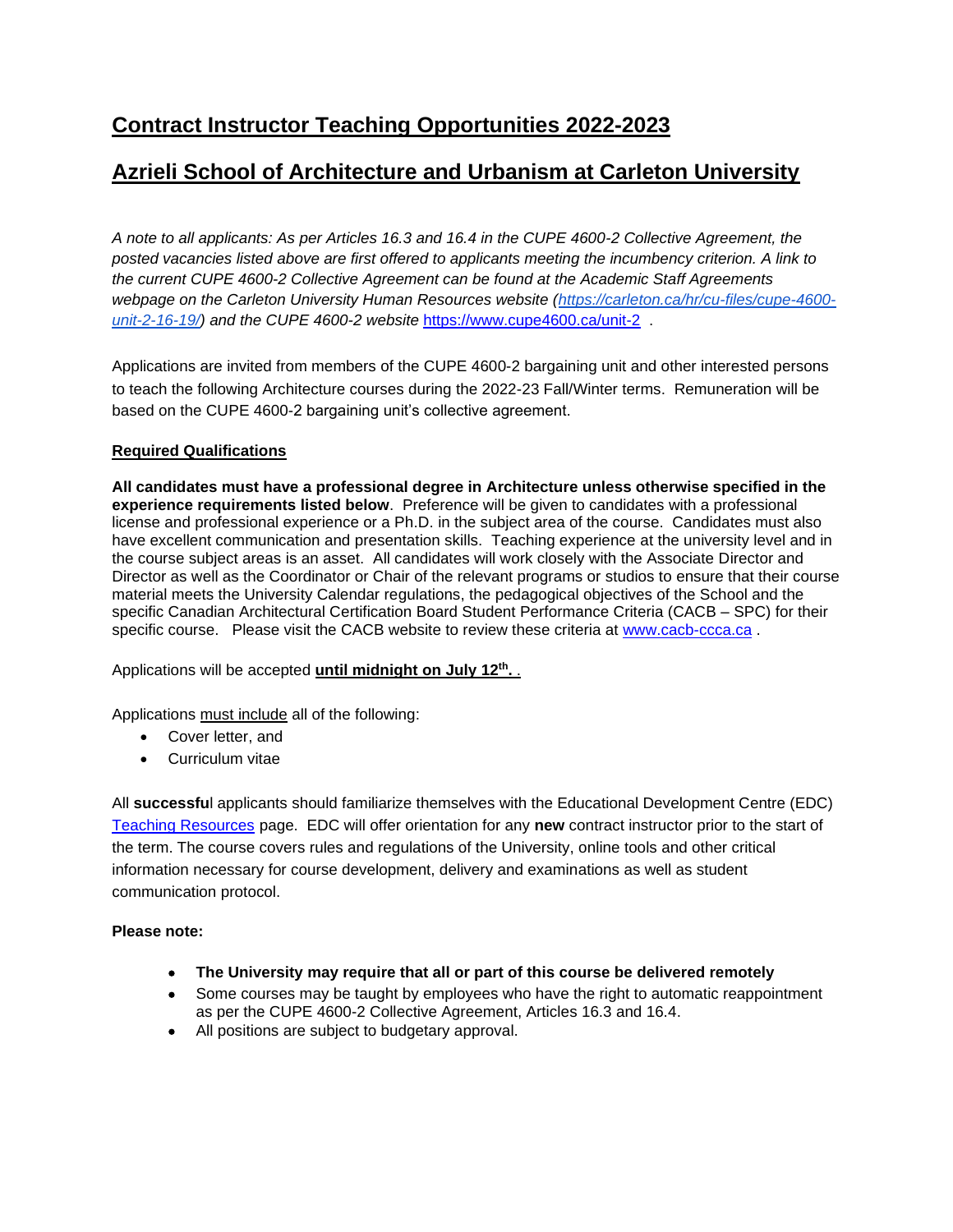# Contract Instructor Teaching Opportunities 2022-2023

# Azrieli School of Architecture and Urbanism at Carleton University

*A note to all applicants: As per Articles 16.3 and 16.4 in the CUPE 4600-2 Collective Agreement, the posted vacancies listed above are first offered to applicants meeting the incumbency criterion. A link to the current CUPE 4600-2 Collective Agreement can be found at the Academic Staff Agreements webpage on the Carleton University Human Resources website (https://carleton.ca/hr/cu-files/cupe-4600-unit-2-16-19/) and the CUPE 4600-2 website* https://www.cupe4600.ca/unit-2 .

Applications are invited from members of the CUPE 4600-2 bargaining unit and other interested persons to teach the following Architecture courses during the 2022-23 Fall/Winter terms. Remuneration will be based on the CUPE 4600-2 bargaining unit's collective agreement.

**Required Qualifications**

**All candidates must have a professional degree in Architecture unless otherwise specified in the experience requirements listed below**. Preference will be given to candidates with a professional license and professional experience or a Ph.D. in the subject area of the course. Candidates must also have excellent communication and presentation skills. Teaching experience at the university level and in the course subject areas is an asset. All candidates will work closely with the Associate Director and Director as well as the Coordinator or Chair of the relevant programs or studios to ensure that their course material meets the University Calendar regulations, the pedagogical objectives of the School and the specific Canadian Architectural Certification Board Student Performance Criteria (CACB – SPC) for their specific course. Please visit the CACB website to review these criteria at www.cacb-ccca.ca .

Applications will be accepted **until midnight on July 12th.** .

Applications must include all of the following:

- Cover letter, and
- Curriculum vitae

All **successfu**l applicants should familiarize themselves with the Educational Development Centre (EDC) Teaching Resources page. EDC will offer orientation for any **new** contract instructor prior to the start of the term. The course covers rules and regulations of the University, online tools and other critical information necessary for course development, delivery and examinations as well as student communication protocol.

**Please note:**

- **The University may require that all or part of this course be delivered remotely**
- Some courses may be taught by employees who have the right to automatic reappointment as per the CUPE 4600-2 Collective Agreement, Articles 16.3 and 16.4.
- All positions are subject to budgetary approval.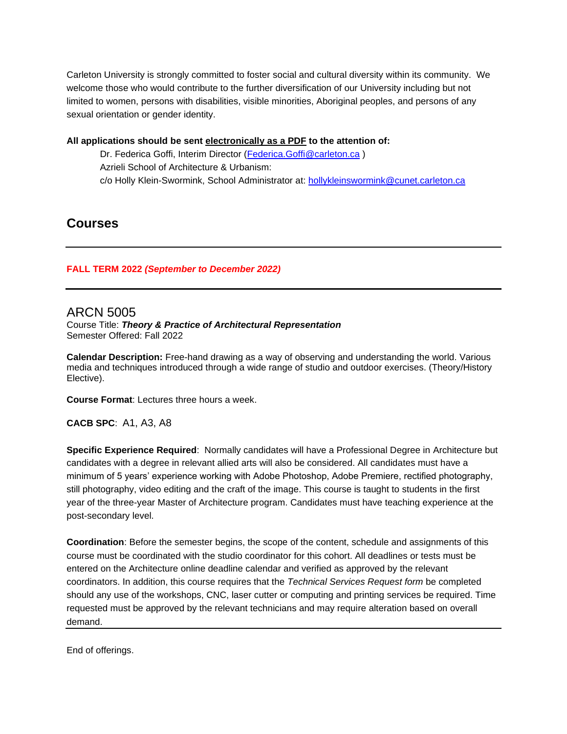Carleton University is strongly committed to foster social and cultural diversity within its community. We welcome those who would contribute to the further diversification of our University including but not limited to women, persons with disabilities, visible minorities, Aboriginal peoples, and persons of any sexual orientation or gender identity.

**All applications should be sent electronically as a PDF to the attention of:**

Dr. Federica Goffi, Interim Director (Federica.Goffi@carleton.ca )
Azrieli School of Architecture & Urbanism:
c/o Holly Klein-Swormink, School Administrator at: hollykleinswormink@cunet.carleton.ca

## Courses

---

**FALL TERM 2022** ***(September to December 2022)***

---

### ARCN 5005

Course Title: ***Theory & Practice of Architectural Representation***
Semester Offered: Fall 2022

**Calendar Description:** Free-hand drawing as a way of observing and understanding the world. Various media and techniques introduced through a wide range of studio and outdoor exercises. (Theory/History Elective).

**Course Format**: Lectures three hours a week.

**CACB SPC**: A1, A3, A8

**Specific Experience Required**: Normally candidates will have a Professional Degree in Architecture but candidates with a degree in relevant allied arts will also be considered. All candidates must have a minimum of 5 years' experience working with Adobe Photoshop, Adobe Premiere, rectified photography, still photography, video editing and the craft of the image. This course is taught to students in the first year of the three-year Master of Architecture program. Candidates must have teaching experience at the post-secondary level.

**Coordination**: Before the semester begins, the scope of the content, schedule and assignments of this course must be coordinated with the studio coordinator for this cohort. All deadlines or tests must be entered on the Architecture online deadline calendar and verified as approved by the relevant coordinators. In addition, this course requires that the *Technical Services Request form* be completed should any use of the workshops, CNC, laser cutter or computing and printing services be required. Time requested must be approved by the relevant technicians and may require alteration based on overall demand.

---

End of offerings.